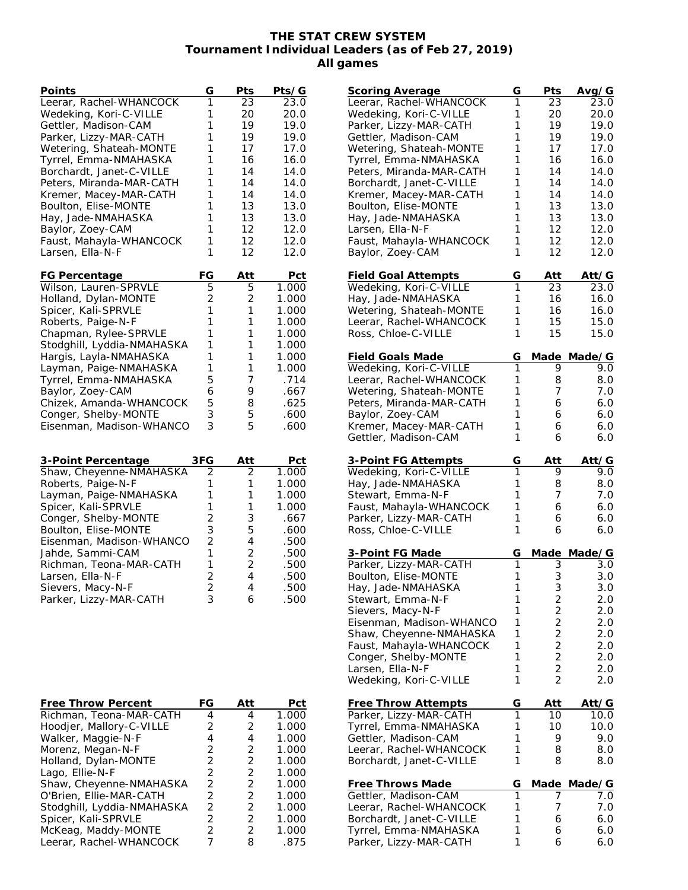# THE STAT CREW SYSTEM
## Tournament Individual Leaders (as of Feb 27, 2019)
### All games

| Points | G | Pts | Pts/G |
|---|---|---|---|
| Leerar, Rachel-WHANCOCK | 1 | 23 | 23.0 |
| Wedeking, Kori-C-VILLE | 1 | 20 | 20.0 |
| Gettler, Madison-CAM | 1 | 19 | 19.0 |
| Parker, Lizzy-MAR-CATH | 1 | 19 | 19.0 |
| Wetering, Shateah-MONTE | 1 | 17 | 17.0 |
| Tyrrel, Emma-NMAHASKA | 1 | 16 | 16.0 |
| Borchardt, Janet-C-VILLE | 1 | 14 | 14.0 |
| Peters, Miranda-MAR-CATH | 1 | 14 | 14.0 |
| Kremer, Macey-MAR-CATH | 1 | 14 | 14.0 |
| Boulton, Elise-MONTE | 1 | 13 | 13.0 |
| Hay, Jade-NMAHASKA | 1 | 13 | 13.0 |
| Baylor, Zoey-CAM | 1 | 12 | 12.0 |
| Faust, Mahayla-WHANCOCK | 1 | 12 | 12.0 |
| Larsen, Ella-N-F | 1 | 12 | 12.0 |

| FG Percentage | FG | Att | Pct |
|---|---|---|---|
| Wilson, Lauren-SPRVLE | 5 | 5 | 1.000 |
| Holland, Dylan-MONTE | 2 | 2 | 1.000 |
| Spicer, Kali-SPRVLE | 1 | 1 | 1.000 |
| Roberts, Paige-N-F | 1 | 1 | 1.000 |
| Chapman, Rylee-SPRVLE | 1 | 1 | 1.000 |
| Stodghill, Lyddia-NMAHASKA | 1 | 1 | 1.000 |
| Hargis, Layla-NMAHASKA | 1 | 1 | 1.000 |
| Layman, Paige-NMAHASKA | 1 | 1 | 1.000 |
| Tyrrel, Emma-NMAHASKA | 5 | 7 | .714 |
| Baylor, Zoey-CAM | 6 | 9 | .667 |
| Chizek, Amanda-WHANCOCK | 5 | 8 | .625 |
| Conger, Shelby-MONTE | 3 | 5 | .600 |
| Eisenman, Madison-WHANCO | 3 | 5 | .600 |

| 3-Point Percentage | 3FG | Att | Pct |
|---|---|---|---|
| Shaw, Cheyenne-NMAHASKA | 2 | 2 | 1.000 |
| Roberts, Paige-N-F | 1 | 1 | 1.000 |
| Layman, Paige-NMAHASKA | 1 | 1 | 1.000 |
| Spicer, Kali-SPRVLE | 1 | 1 | 1.000 |
| Conger, Shelby-MONTE | 2 | 3 | .667 |
| Boulton, Elise-MONTE | 3 | 5 | .600 |
| Eisenman, Madison-WHANCO | 2 | 4 | .500 |
| Jahde, Sammi-CAM | 1 | 2 | .500 |
| Richman, Teona-MAR-CATH | 1 | 2 | .500 |
| Larsen, Ella-N-F | 2 | 4 | .500 |
| Sievers, Macy-N-F | 2 | 4 | .500 |
| Parker, Lizzy-MAR-CATH | 3 | 6 | .500 |

| Free Throw Percent | FG | Att | Pct |
|---|---|---|---|
| Richman, Teona-MAR-CATH | 4 | 4 | 1.000 |
| Hoodjer, Mallory-C-VILLE | 2 | 2 | 1.000 |
| Walker, Maggie-N-F | 4 | 4 | 1.000 |
| Morenz, Megan-N-F | 2 | 2 | 1.000 |
| Holland, Dylan-MONTE | 2 | 2 | 1.000 |
| Lago, Ellie-N-F | 2 | 2 | 1.000 |
| Shaw, Cheyenne-NMAHASKA | 2 | 2 | 1.000 |
| O'Brien, Ellie-MAR-CATH | 2 | 2 | 1.000 |
| Stodghill, Lyddia-NMAHASKA | 2 | 2 | 1.000 |
| Spicer, Kali-SPRVLE | 2 | 2 | 1.000 |
| McKeag, Maddy-MONTE | 2 | 2 | 1.000 |
| Leerar, Rachel-WHANCOCK | 7 | 8 | .875 |

| Scoring Average | G | Pts | Avg/G |
|---|---|---|---|
| Leerar, Rachel-WHANCOCK | 1 | 23 | 23.0 |
| Wedeking, Kori-C-VILLE | 1 | 20 | 20.0 |
| Parker, Lizzy-MAR-CATH | 1 | 19 | 19.0 |
| Gettler, Madison-CAM | 1 | 19 | 19.0 |
| Wetering, Shateah-MONTE | 1 | 17 | 17.0 |
| Tyrrel, Emma-NMAHASKA | 1 | 16 | 16.0 |
| Peters, Miranda-MAR-CATH | 1 | 14 | 14.0 |
| Borchardt, Janet-C-VILLE | 1 | 14 | 14.0 |
| Kremer, Macey-MAR-CATH | 1 | 14 | 14.0 |
| Boulton, Elise-MONTE | 1 | 13 | 13.0 |
| Hay, Jade-NMAHASKA | 1 | 13 | 13.0 |
| Larsen, Ella-N-F | 1 | 12 | 12.0 |
| Faust, Mahayla-WHANCOCK | 1 | 12 | 12.0 |
| Baylor, Zoey-CAM | 1 | 12 | 12.0 |

| Field Goal Attempts | G | Att | Att/G |
|---|---|---|---|
| Wedeking, Kori-C-VILLE | 1 | 23 | 23.0 |
| Hay, Jade-NMAHASKA | 1 | 16 | 16.0 |
| Wetering, Shateah-MONTE | 1 | 16 | 16.0 |
| Leerar, Rachel-WHANCOCK | 1 | 15 | 15.0 |
| Ross, Chloe-C-VILLE | 1 | 15 | 15.0 |

| Field Goals Made | G | Made | Made/G |
|---|---|---|---|
| Wedeking, Kori-C-VILLE | 1 | 9 | 9.0 |
| Leerar, Rachel-WHANCOCK | 1 | 8 | 8.0 |
| Wetering, Shateah-MONTE | 1 | 7 | 7.0 |
| Peters, Miranda-MAR-CATH | 1 | 6 | 6.0 |
| Baylor, Zoey-CAM | 1 | 6 | 6.0 |
| Kremer, Macey-MAR-CATH | 1 | 6 | 6.0 |
| Gettler, Madison-CAM | 1 | 6 | 6.0 |

| 3-Point FG Attempts | G | Att | Att/G |
|---|---|---|---|
| Wedeking, Kori-C-VILLE | 1 | 9 | 9.0 |
| Hay, Jade-NMAHASKA | 1 | 8 | 8.0 |
| Stewart, Emma-N-F | 1 | 7 | 7.0 |
| Faust, Mahayla-WHANCOCK | 1 | 6 | 6.0 |
| Parker, Lizzy-MAR-CATH | 1 | 6 | 6.0 |
| Ross, Chloe-C-VILLE | 1 | 6 | 6.0 |

| 3-Point FG Made | G | Made | Made/G |
|---|---|---|---|
| Parker, Lizzy-MAR-CATH | 1 | 3 | 3.0 |
| Boulton, Elise-MONTE | 1 | 3 | 3.0 |
| Hay, Jade-NMAHASKA | 1 | 3 | 3.0 |
| Stewart, Emma-N-F | 1 | 2 | 2.0 |
| Sievers, Macy-N-F | 1 | 2 | 2.0 |
| Eisenman, Madison-WHANCO | 1 | 2 | 2.0 |
| Shaw, Cheyenne-NMAHASKA | 1 | 2 | 2.0 |
| Faust, Mahayla-WHANCOCK | 1 | 2 | 2.0 |
| Conger, Shelby-MONTE | 1 | 2 | 2.0 |
| Larsen, Ella-N-F | 1 | 2 | 2.0 |
| Wedeking, Kori-C-VILLE | 1 | 2 | 2.0 |

| Free Throw Attempts | G | Att | Att/G |
|---|---|---|---|
| Parker, Lizzy-MAR-CATH | 1 | 10 | 10.0 |
| Tyrrel, Emma-NMAHASKA | 1 | 10 | 10.0 |
| Gettler, Madison-CAM | 1 | 9 | 9.0 |
| Leerar, Rachel-WHANCOCK | 1 | 8 | 8.0 |
| Borchardt, Janet-C-VILLE | 1 | 8 | 8.0 |

| Free Throws Made | G | Made | Made/G |
|---|---|---|---|
| Gettler, Madison-CAM | 1 | 7 | 7.0 |
| Leerar, Rachel-WHANCOCK | 1 | 7 | 7.0 |
| Borchardt, Janet-C-VILLE | 1 | 6 | 6.0 |
| Tyrrel, Emma-NMAHASKA | 1 | 6 | 6.0 |
| Parker, Lizzy-MAR-CATH | 1 | 6 | 6.0 |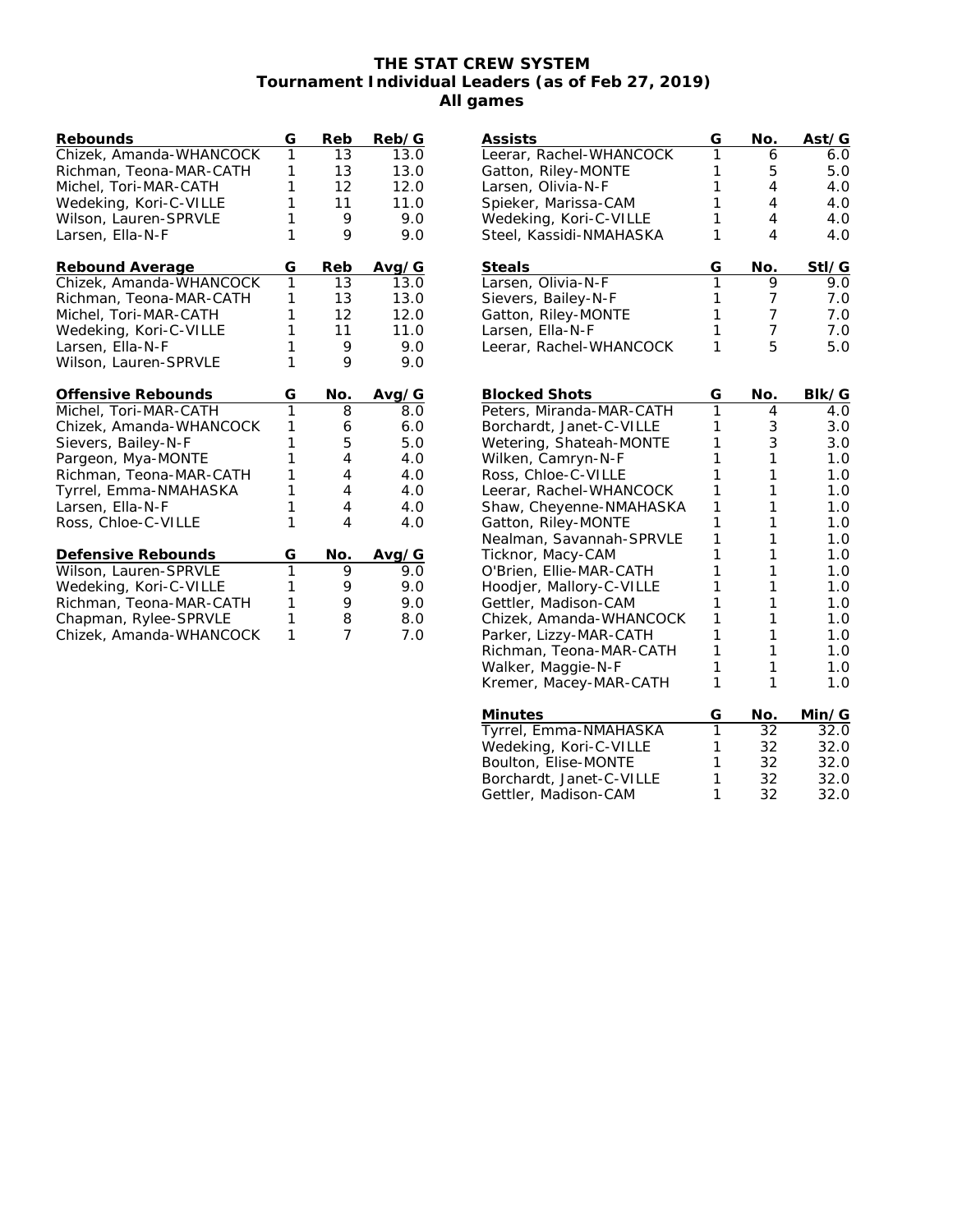# THE STAT CREW SYSTEM
## Tournament Individual Leaders (as of Feb 27, 2019)
### All games

| Rebounds | G | Reb | Reb/G |
|---|---|---|---|
| Chizek, Amanda-WHANCOCK | 1 | 13 | 13.0 |
| Richman, Teona-MAR-CATH | 1 | 13 | 13.0 |
| Michel, Tori-MAR-CATH | 1 | 12 | 12.0 |
| Wedeking, Kori-C-VILLE | 1 | 11 | 11.0 |
| Wilson, Lauren-SPRVLE | 1 | 9 | 9.0 |
| Larsen, Ella-N-F | 1 | 9 | 9.0 |

| Rebound Average | G | Reb | Avg/G |
|---|---|---|---|
| Chizek, Amanda-WHANCOCK | 1 | 13 | 13.0 |
| Richman, Teona-MAR-CATH | 1 | 13 | 13.0 |
| Michel, Tori-MAR-CATH | 1 | 12 | 12.0 |
| Wedeking, Kori-C-VILLE | 1 | 11 | 11.0 |
| Larsen, Ella-N-F | 1 | 9 | 9.0 |
| Wilson, Lauren-SPRVLE | 1 | 9 | 9.0 |

| Offensive Rebounds | G | No. | Avg/G |
|---|---|---|---|
| Michel, Tori-MAR-CATH | 1 | 8 | 8.0 |
| Chizek, Amanda-WHANCOCK | 1 | 6 | 6.0 |
| Sievers, Bailey-N-F | 1 | 5 | 5.0 |
| Pargeon, Mya-MONTE | 1 | 4 | 4.0 |
| Richman, Teona-MAR-CATH | 1 | 4 | 4.0 |
| Tyrrel, Emma-NMAHASKA | 1 | 4 | 4.0 |
| Larsen, Ella-N-F | 1 | 4 | 4.0 |
| Ross, Chloe-C-VILLE | 1 | 4 | 4.0 |

| Defensive Rebounds | G | No. | Avg/G |
|---|---|---|---|
| Wilson, Lauren-SPRVLE | 1 | 9 | 9.0 |
| Wedeking, Kori-C-VILLE | 1 | 9 | 9.0 |
| Richman, Teona-MAR-CATH | 1 | 9 | 9.0 |
| Chapman, Rylee-SPRVLE | 1 | 8 | 8.0 |
| Chizek, Amanda-WHANCOCK | 1 | 7 | 7.0 |

| Assists | G | No. | Ast/G |
|---|---|---|---|
| Leerar, Rachel-WHANCOCK | 1 | 6 | 6.0 |
| Gatton, Riley-MONTE | 1 | 5 | 5.0 |
| Larsen, Olivia-N-F | 1 | 4 | 4.0 |
| Spieker, Marissa-CAM | 1 | 4 | 4.0 |
| Wedeking, Kori-C-VILLE | 1 | 4 | 4.0 |
| Steel, Kassidi-NMAHASKA | 1 | 4 | 4.0 |

| Steals | G | No. | Stl/G |
|---|---|---|---|
| Larsen, Olivia-N-F | 1 | 9 | 9.0 |
| Sievers, Bailey-N-F | 1 | 7 | 7.0 |
| Gatton, Riley-MONTE | 1 | 7 | 7.0 |
| Larsen, Ella-N-F | 1 | 7 | 7.0 |
| Leerar, Rachel-WHANCOCK | 1 | 5 | 5.0 |

| Blocked Shots | G | No. | Blk/G |
|---|---|---|---|
| Peters, Miranda-MAR-CATH | 1 | 4 | 4.0 |
| Borchardt, Janet-C-VILLE | 1 | 3 | 3.0 |
| Wetering, Shateah-MONTE | 1 | 3 | 3.0 |
| Wilken, Camryn-N-F | 1 | 1 | 1.0 |
| Ross, Chloe-C-VILLE | 1 | 1 | 1.0 |
| Leerar, Rachel-WHANCOCK | 1 | 1 | 1.0 |
| Shaw, Cheyenne-NMAHASKA | 1 | 1 | 1.0 |
| Gatton, Riley-MONTE | 1 | 1 | 1.0 |
| Nealman, Savannah-SPRVLE | 1 | 1 | 1.0 |
| Ticknor, Macy-CAM | 1 | 1 | 1.0 |
| O'Brien, Ellie-MAR-CATH | 1 | 1 | 1.0 |
| Hoodjer, Mallory-C-VILLE | 1 | 1 | 1.0 |
| Gettler, Madison-CAM | 1 | 1 | 1.0 |
| Chizek, Amanda-WHANCOCK | 1 | 1 | 1.0 |
| Parker, Lizzy-MAR-CATH | 1 | 1 | 1.0 |
| Richman, Teona-MAR-CATH | 1 | 1 | 1.0 |
| Walker, Maggie-N-F | 1 | 1 | 1.0 |
| Kremer, Macey-MAR-CATH | 1 | 1 | 1.0 |

| Minutes | G | No. | Min/G |
|---|---|---|---|
| Tyrrel, Emma-NMAHASKA | 1 | 32 | 32.0 |
| Wedeking, Kori-C-VILLE | 1 | 32 | 32.0 |
| Boulton, Elise-MONTE | 1 | 32 | 32.0 |
| Borchardt, Janet-C-VILLE | 1 | 32 | 32.0 |
| Gettler, Madison-CAM | 1 | 32 | 32.0 |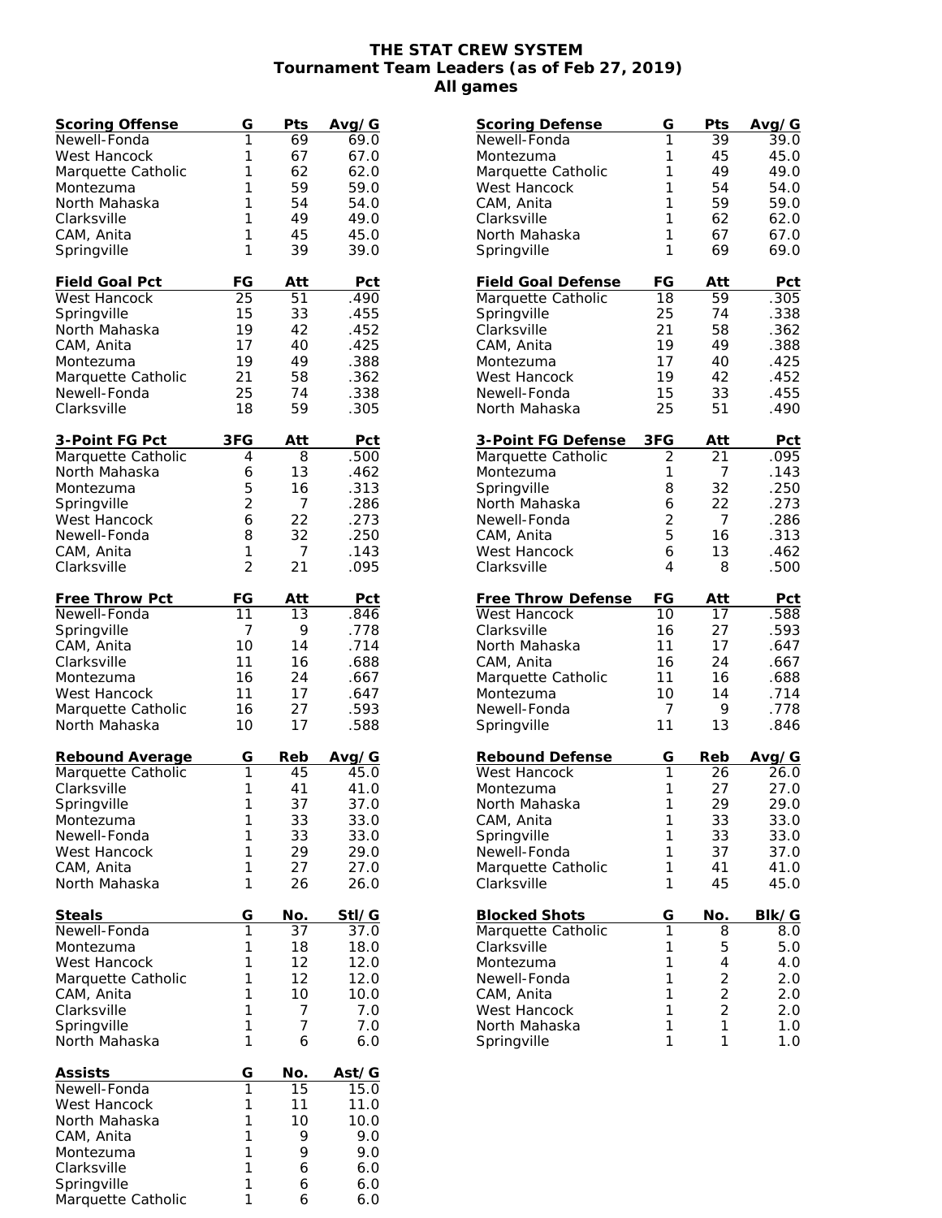# THE STAT CREW SYSTEM
## Tournament Team Leaders (as of Feb 27, 2019)
### All games

| Scoring Offense | G | Pts | Avg/G |
|---|---|---|---|
| Newell-Fonda | 1 | 69 | 69.0 |
| West Hancock | 1 | 67 | 67.0 |
| Marquette Catholic | 1 | 62 | 62.0 |
| Montezuma | 1 | 59 | 59.0 |
| North Mahaska | 1 | 54 | 54.0 |
| Clarksville | 1 | 49 | 49.0 |
| CAM, Anita | 1 | 45 | 45.0 |
| Springville | 1 | 39 | 39.0 |

| Scoring Defense | G | Pts | Avg/G |
|---|---|---|---|
| Newell-Fonda | 1 | 39 | 39.0 |
| Montezuma | 1 | 45 | 45.0 |
| Marquette Catholic | 1 | 49 | 49.0 |
| West Hancock | 1 | 54 | 54.0 |
| CAM, Anita | 1 | 59 | 59.0 |
| Clarksville | 1 | 62 | 62.0 |
| North Mahaska | 1 | 67 | 67.0 |
| Springville | 1 | 69 | 69.0 |

| Field Goal Pct | FG | Att | Pct |
|---|---|---|---|
| West Hancock | 25 | 51 | .490 |
| Springville | 15 | 33 | .455 |
| North Mahaska | 19 | 42 | .452 |
| CAM, Anita | 17 | 40 | .425 |
| Montezuma | 19 | 49 | .388 |
| Marquette Catholic | 21 | 58 | .362 |
| Newell-Fonda | 25 | 74 | .338 |
| Clarksville | 18 | 59 | .305 |

| Field Goal Defense | FG | Att | Pct |
|---|---|---|---|
| Marquette Catholic | 18 | 59 | .305 |
| Springville | 25 | 74 | .338 |
| Clarksville | 21 | 58 | .362 |
| CAM, Anita | 19 | 49 | .388 |
| Montezuma | 17 | 40 | .425 |
| West Hancock | 19 | 42 | .452 |
| Newell-Fonda | 15 | 33 | .455 |
| North Mahaska | 25 | 51 | .490 |

| 3-Point FG Pct | 3FG | Att | Pct |
|---|---|---|---|
| Marquette Catholic | 4 | 8 | .500 |
| North Mahaska | 6 | 13 | .462 |
| Montezuma | 5 | 16 | .313 |
| Springville | 2 | 7 | .286 |
| West Hancock | 6 | 22 | .273 |
| Newell-Fonda | 8 | 32 | .250 |
| CAM, Anita | 1 | 7 | .143 |
| Clarksville | 2 | 21 | .095 |

| 3-Point FG Defense | 3FG | Att | Pct |
|---|---|---|---|
| Marquette Catholic | 2 | 21 | .095 |
| Montezuma | 1 | 7 | .143 |
| Springville | 8 | 32 | .250 |
| North Mahaska | 6 | 22 | .273 |
| Newell-Fonda | 2 | 7 | .286 |
| CAM, Anita | 5 | 16 | .313 |
| West Hancock | 6 | 13 | .462 |
| Clarksville | 4 | 8 | .500 |

| Free Throw Pct | FG | Att | Pct |
|---|---|---|---|
| Newell-Fonda | 11 | 13 | .846 |
| Springville | 7 | 9 | .778 |
| CAM, Anita | 10 | 14 | .714 |
| Clarksville | 11 | 16 | .688 |
| Montezuma | 16 | 24 | .667 |
| West Hancock | 11 | 17 | .647 |
| Marquette Catholic | 16 | 27 | .593 |
| North Mahaska | 10 | 17 | .588 |

| Free Throw Defense | FG | Att | Pct |
|---|---|---|---|
| West Hancock | 10 | 17 | .588 |
| Clarksville | 16 | 27 | .593 |
| North Mahaska | 11 | 17 | .647 |
| CAM, Anita | 16 | 24 | .667 |
| Marquette Catholic | 11 | 16 | .688 |
| Montezuma | 10 | 14 | .714 |
| Newell-Fonda | 7 | 9 | .778 |
| Springville | 11 | 13 | .846 |

| Rebound Average | G | Reb | Avg/G |
|---|---|---|---|
| Marquette Catholic | 1 | 45 | 45.0 |
| Clarksville | 1 | 41 | 41.0 |
| Springville | 1 | 37 | 37.0 |
| Montezuma | 1 | 33 | 33.0 |
| Newell-Fonda | 1 | 33 | 33.0 |
| West Hancock | 1 | 29 | 29.0 |
| CAM, Anita | 1 | 27 | 27.0 |
| North Mahaska | 1 | 26 | 26.0 |

| Rebound Defense | G | Reb | Avg/G |
|---|---|---|---|
| West Hancock | 1 | 26 | 26.0 |
| Montezuma | 1 | 27 | 27.0 |
| North Mahaska | 1 | 29 | 29.0 |
| CAM, Anita | 1 | 33 | 33.0 |
| Springville | 1 | 33 | 33.0 |
| Newell-Fonda | 1 | 37 | 37.0 |
| Marquette Catholic | 1 | 41 | 41.0 |
| Clarksville | 1 | 45 | 45.0 |

| Steals | G | No. | Stl/G |
|---|---|---|---|
| Newell-Fonda | 1 | 37 | 37.0 |
| Montezuma | 1 | 18 | 18.0 |
| West Hancock | 1 | 12 | 12.0 |
| Marquette Catholic | 1 | 12 | 12.0 |
| CAM, Anita | 1 | 10 | 10.0 |
| Clarksville | 1 | 7 | 7.0 |
| Springville | 1 | 7 | 7.0 |
| North Mahaska | 1 | 6 | 6.0 |

| Blocked Shots | G | No. | Blk/G |
|---|---|---|---|
| Marquette Catholic | 1 | 8 | 8.0 |
| Clarksville | 1 | 5 | 5.0 |
| Montezuma | 1 | 4 | 4.0 |
| Newell-Fonda | 1 | 2 | 2.0 |
| CAM, Anita | 1 | 2 | 2.0 |
| West Hancock | 1 | 2 | 2.0 |
| North Mahaska | 1 | 1 | 1.0 |
| Springville | 1 | 1 | 1.0 |

| Assists | G | No. | Ast/G |
|---|---|---|---|
| Newell-Fonda | 1 | 15 | 15.0 |
| West Hancock | 1 | 11 | 11.0 |
| North Mahaska | 1 | 10 | 10.0 |
| CAM, Anita | 1 | 9 | 9.0 |
| Montezuma | 1 | 9 | 9.0 |
| Clarksville | 1 | 6 | 6.0 |
| Springville | 1 | 6 | 6.0 |
| Marquette Catholic | 1 | 6 | 6.0 |